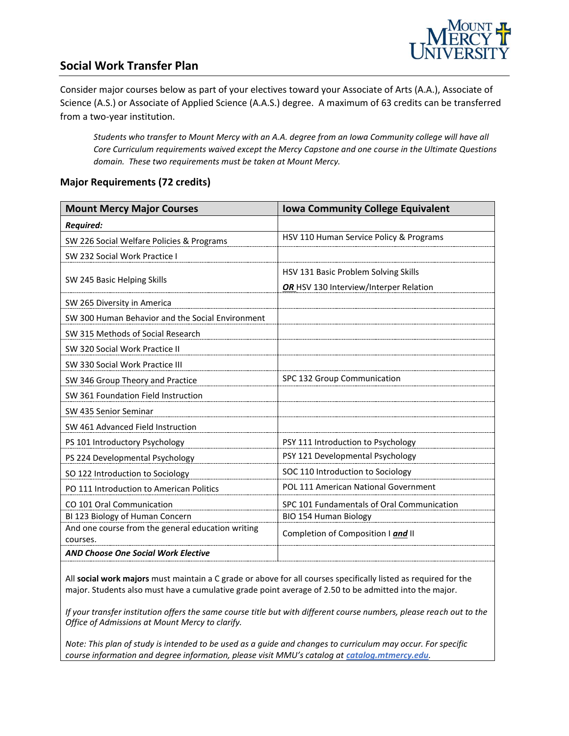## Social Work Transfer Plan

Consider major courses below as part of your electives toward your Associate of Arts (A.A.), Associate of Science (A.S.) or Associate of Applied Science (A.A.S.) degree. A maximum of 63 credits can be transferred from a two-year institution.

> *Students who transfer to Mount Mercy with an A.A. degree from an Iowa Community college will have all Core Curriculum requirements waived except the Mercy Capstone and one course in the Ultimate Questions domain. These two requirements must be taken at Mount Mercy.*

### Major Requirements (72 credits)

| Mount Mercy Major Courses | Iowa Community College Equivalent |
|---|---|
| ***Required:*** | |
| SW 226 Social Welfare Policies & Programs | HSV 110 Human Service Policy & Programs |
| SW 232 Social Work Practice I | |
| SW 245 Basic Helping Skills | HSV 131 Basic Problem Solving Skills ***OR*** HSV 130 Interview/Interper Relation |
| SW 265 Diversity in America | |
| SW 300 Human Behavior and the Social Environment | |
| SW 315 Methods of Social Research | |
| SW 320 Social Work Practice II | |
| SW 330 Social Work Practice III | |
| SW 346 Group Theory and Practice | SPC 132 Group Communication |
| SW 361 Foundation Field Instruction | |
| SW 435 Senior Seminar | |
| SW 461 Advanced Field Instruction | |
| PS 101 Introductory Psychology | PSY 111 Introduction to Psychology |
| PS 224 Developmental Psychology | PSY 121 Developmental Psychology |
| SO 122 Introduction to Sociology | SOC 110 Introduction to Sociology |
| PO 111 Introduction to American Politics | POL 111 American National Government |
| CO 101 Oral Communication | SPC 101 Fundamentals of Oral Communication |
| BI 123 Biology of Human Concern | BIO 154 Human Biology |
| And one course from the general education writing courses. | Completion of Composition I ***and*** II |
| ***AND Choose One Social Work Elective*** | |

All **social work majors** must maintain a C grade or above for all courses specifically listed as required for the major. Students also must have a cumulative grade point average of 2.50 to be admitted into the major.

*If your transfer institution offers the same course title but with different course numbers, please reach out to the Office of Admissions at Mount Mercy to clarify.*

*Note: This plan of study is intended to be used as a guide and changes to curriculum may occur. For specific course information and degree information, please visit MMU's catalog at [catalog.mtmercy.edu](catalog.mtmercy.edu).*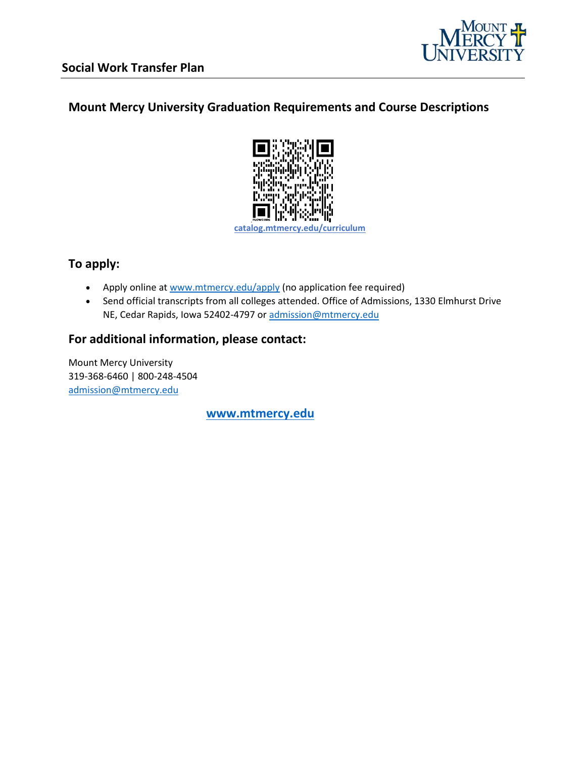# Social Work Transfer Plan

## Mount Mercy University Graduation Requirements and Course Descriptions

catalog.mtmercy.edu/curriculum

## To apply:

- Apply online at www.mtmercy.edu/apply (no application fee required)
- Send official transcripts from all colleges attended. Office of Admissions, 1330 Elmhurst Drive NE, Cedar Rapids, Iowa 52402-4797 or admission@mtmercy.edu

## For additional information, please contact:

Mount Mercy University
319-368-6460 | 800-248-4504
admission@mtmercy.edu

**www.mtmercy.edu**